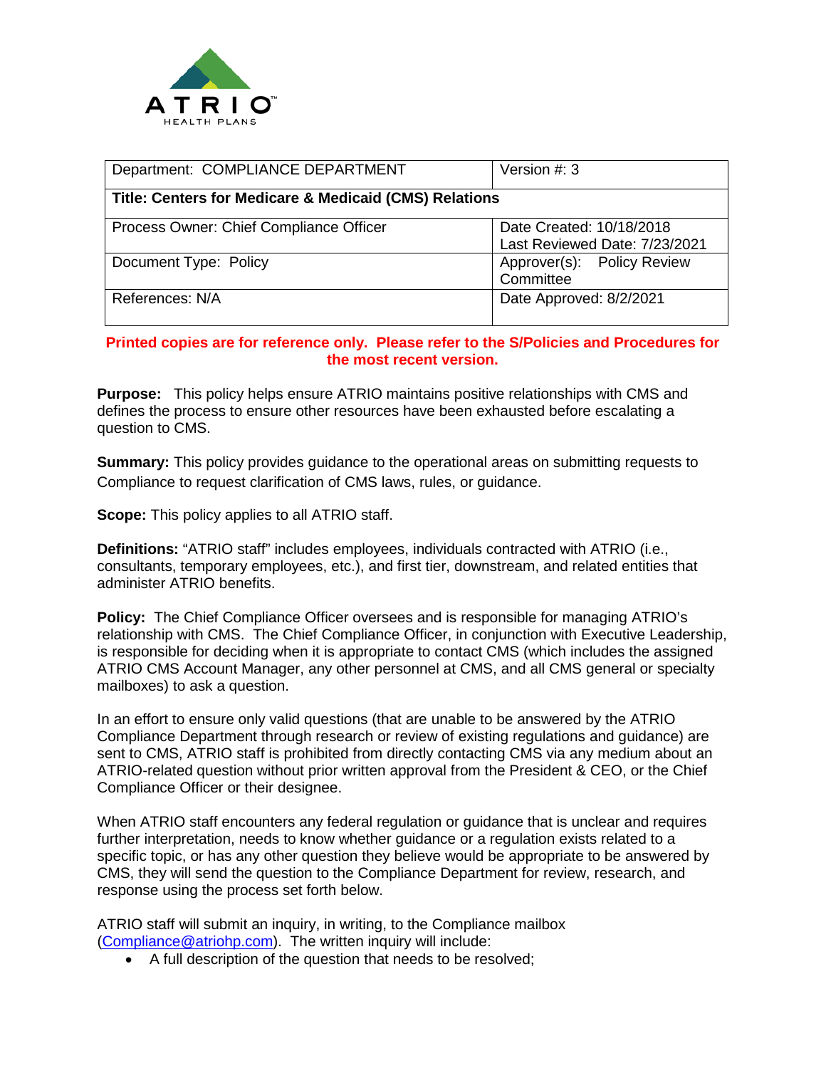| Department: COMPLIANCE DEPARTMENT | Version #: 3 |
|---|---|
| **Title: Centers for Medicare & Medicaid (CMS) Relations** | |
| Process Owner: Chief Compliance Officer | Date Created: 10/18/2018<br>Last Reviewed Date: 7/23/2021 |
| Document Type: Policy | Approver(s): Policy Review Committee |
| References: N/A | Date Approved: 8/2/2021 |

**Printed copies are for reference only. Please refer to the S/Policies and Procedures for the most recent version.**

**Purpose:** This policy helps ensure ATRIO maintains positive relationships with CMS and defines the process to ensure other resources have been exhausted before escalating a question to CMS.

**Summary:** This policy provides guidance to the operational areas on submitting requests to Compliance to request clarification of CMS laws, rules, or guidance.

**Scope:** This policy applies to all ATRIO staff.

**Definitions:** "ATRIO staff" includes employees, individuals contracted with ATRIO (i.e., consultants, temporary employees, etc.), and first tier, downstream, and related entities that administer ATRIO benefits.

**Policy:** The Chief Compliance Officer oversees and is responsible for managing ATRIO's relationship with CMS. The Chief Compliance Officer, in conjunction with Executive Leadership, is responsible for deciding when it is appropriate to contact CMS (which includes the assigned ATRIO CMS Account Manager, any other personnel at CMS, and all CMS general or specialty mailboxes) to ask a question.

In an effort to ensure only valid questions (that are unable to be answered by the ATRIO Compliance Department through research or review of existing regulations and guidance) are sent to CMS, ATRIO staff is prohibited from directly contacting CMS via any medium about an ATRIO-related question without prior written approval from the President & CEO, or the Chief Compliance Officer or their designee.

When ATRIO staff encounters any federal regulation or guidance that is unclear and requires further interpretation, needs to know whether guidance or a regulation exists related to a specific topic, or has any other question they believe would be appropriate to be answered by CMS, they will send the question to the Compliance Department for review, research, and response using the process set forth below.

ATRIO staff will submit an inquiry, in writing, to the Compliance mailbox (Compliance@atriohp.com). The written inquiry will include:

- A full description of the question that needs to be resolved;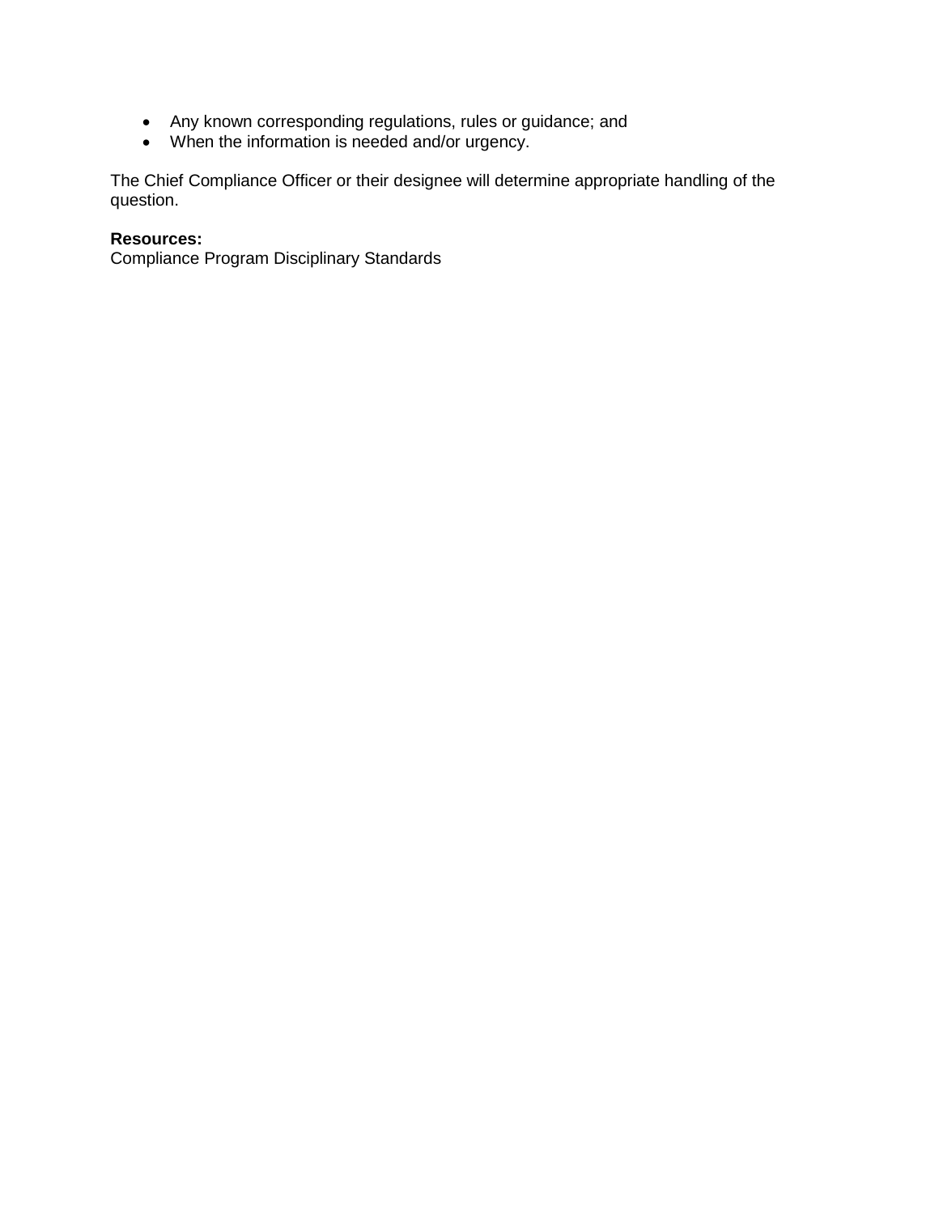- Any known corresponding regulations, rules or guidance; and
- When the information is needed and/or urgency.

The Chief Compliance Officer or their designee will determine appropriate handling of the question.

**Resources:**
Compliance Program Disciplinary Standards